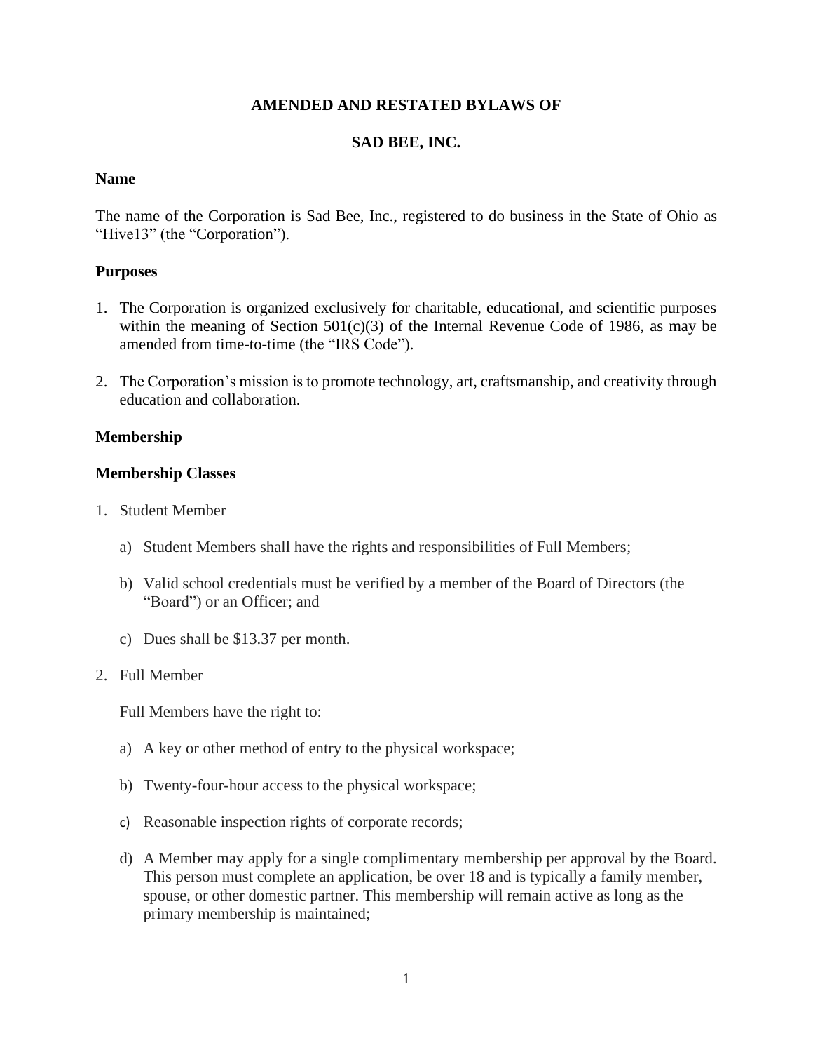# AMENDED AND RESTATED BYLAWS OF

# SAD BEE, INC.

## Name

The name of the Corporation is Sad Bee, Inc., registered to do business in the State of Ohio as "Hive13" (the "Corporation").

## Purposes

1. The Corporation is organized exclusively for charitable, educational, and scientific purposes within the meaning of Section 501(c)(3) of the Internal Revenue Code of 1986, as may be amended from time-to-time (the "IRS Code").

2. The Corporation's mission is to promote technology, art, craftsmanship, and creativity through education and collaboration.

## Membership

### Membership Classes

1. Student Member

    a) Student Members shall have the rights and responsibilities of Full Members;

    b) Valid school credentials must be verified by a member of the Board of Directors (the "Board") or an Officer; and

    c) Dues shall be $13.37 per month.

2. Full Member

    Full Members have the right to:

    a) A key or other method of entry to the physical workspace;

    b) Twenty-four-hour access to the physical workspace;

    c) Reasonable inspection rights of corporate records;

    d) A Member may apply for a single complimentary membership per approval by the Board. This person must complete an application, be over 18 and is typically a family member, spouse, or other domestic partner. This membership will remain active as long as the primary membership is maintained;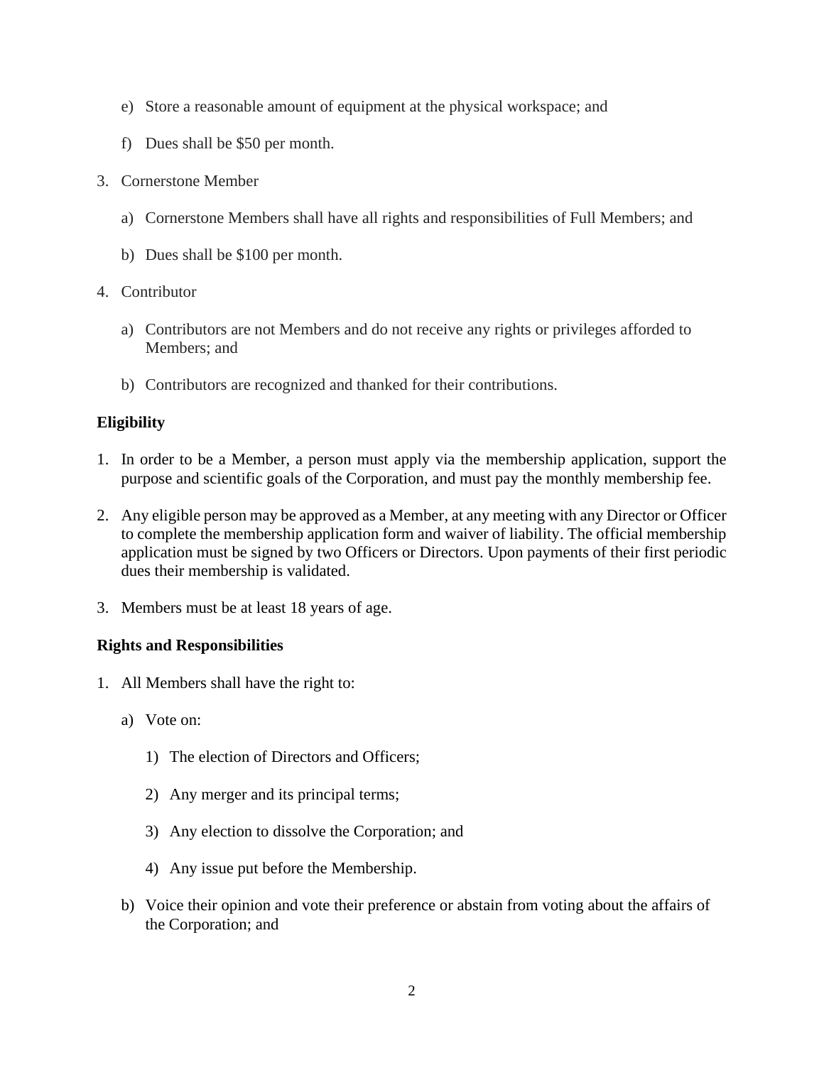e) Store a reasonable amount of equipment at the physical workspace; and

f) Dues shall be $50 per month.

3. Cornerstone Member

   a) Cornerstone Members shall have all rights and responsibilities of Full Members; and

   b) Dues shall be $100 per month.

4. Contributor

   a) Contributors are not Members and do not receive any rights or privileges afforded to Members; and

   b) Contributors are recognized and thanked for their contributions.

**Eligibility**

1. In order to be a Member, a person must apply via the membership application, support the purpose and scientific goals of the Corporation, and must pay the monthly membership fee.

2. Any eligible person may be approved as a Member, at any meeting with any Director or Officer to complete the membership application form and waiver of liability. The official membership application must be signed by two Officers or Directors. Upon payments of their first periodic dues their membership is validated.

3. Members must be at least 18 years of age.

**Rights and Responsibilities**

1. All Members shall have the right to:

   a) Vote on:

      1) The election of Directors and Officers;

      2) Any merger and its principal terms;

      3) Any election to dissolve the Corporation; and

      4) Any issue put before the Membership.

   b) Voice their opinion and vote their preference or abstain from voting about the affairs of the Corporation; and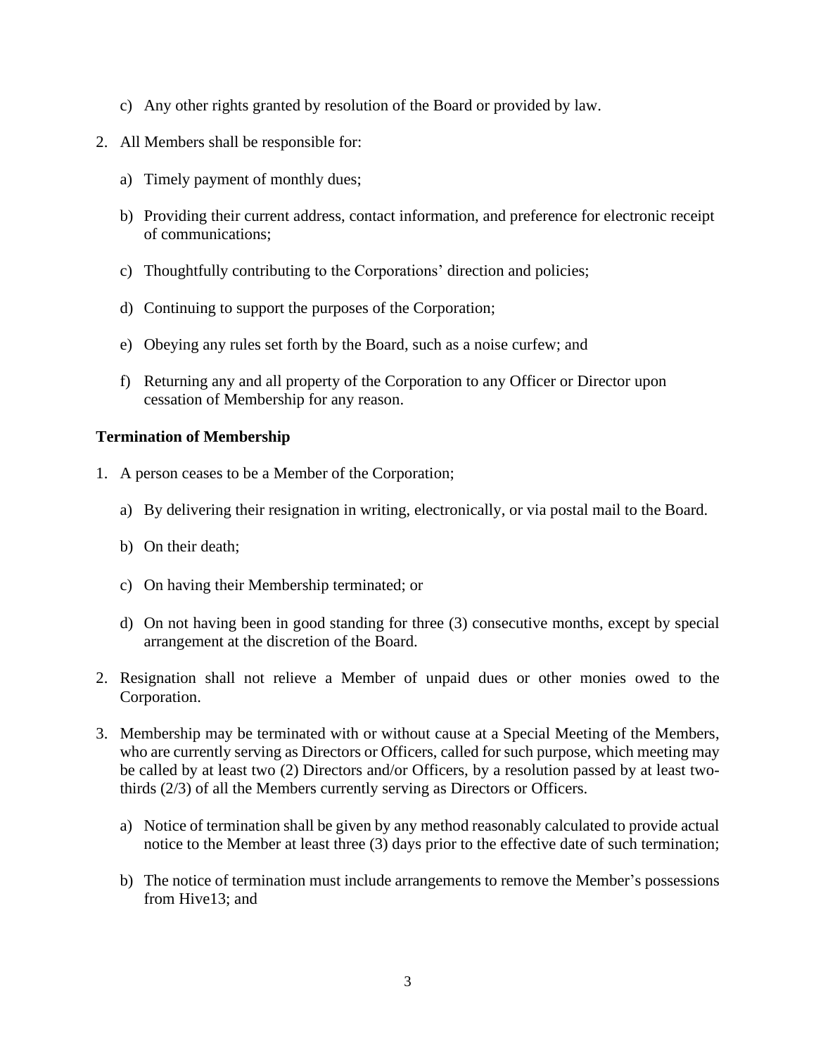c) Any other rights granted by resolution of the Board or provided by law.

2. All Members shall be responsible for:

   a) Timely payment of monthly dues;

   b) Providing their current address, contact information, and preference for electronic receipt of communications;

   c) Thoughtfully contributing to the Corporations' direction and policies;

   d) Continuing to support the purposes of the Corporation;

   e) Obeying any rules set forth by the Board, such as a noise curfew; and

   f) Returning any and all property of the Corporation to any Officer or Director upon cessation of Membership for any reason.

**Termination of Membership**

1. A person ceases to be a Member of the Corporation;

   a) By delivering their resignation in writing, electronically, or via postal mail to the Board.

   b) On their death;

   c) On having their Membership terminated; or

   d) On not having been in good standing for three (3) consecutive months, except by special arrangement at the discretion of the Board.

2. Resignation shall not relieve a Member of unpaid dues or other monies owed to the Corporation.

3. Membership may be terminated with or without cause at a Special Meeting of the Members, who are currently serving as Directors or Officers, called for such purpose, which meeting may be called by at least two (2) Directors and/or Officers, by a resolution passed by at least two-thirds (2/3) of all the Members currently serving as Directors or Officers.

   a) Notice of termination shall be given by any method reasonably calculated to provide actual notice to the Member at least three (3) days prior to the effective date of such termination;

   b) The notice of termination must include arrangements to remove the Member's possessions from Hive13; and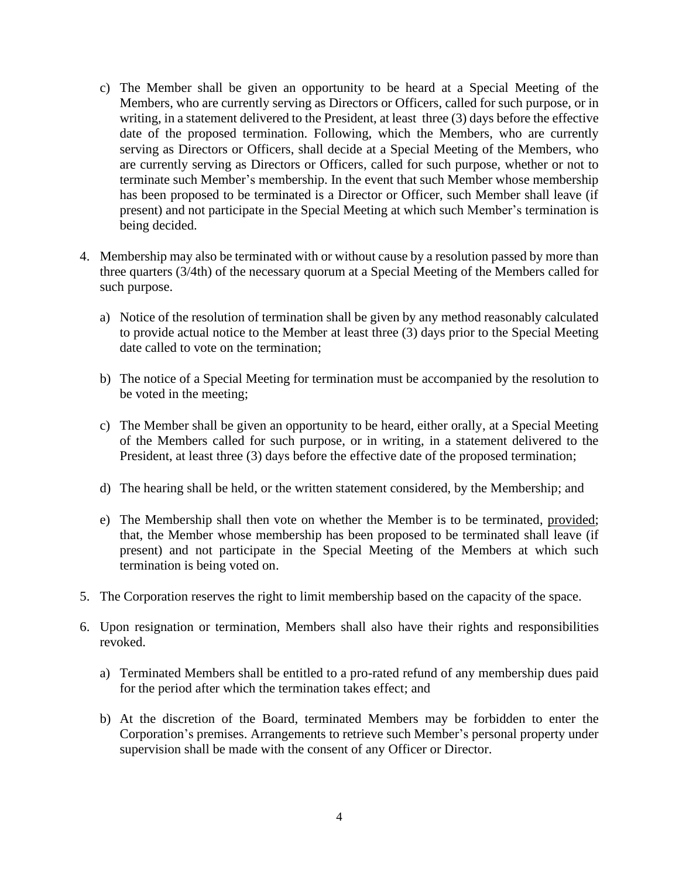c) The Member shall be given an opportunity to be heard at a Special Meeting of the Members, who are currently serving as Directors or Officers, called for such purpose, or in writing, in a statement delivered to the President, at least three (3) days before the effective date of the proposed termination. Following, which the Members, who are currently serving as Directors or Officers, shall decide at a Special Meeting of the Members, who are currently serving as Directors or Officers, called for such purpose, whether or not to terminate such Member's membership. In the event that such Member whose membership has been proposed to be terminated is a Director or Officer, such Member shall leave (if present) and not participate in the Special Meeting at which such Member's termination is being decided.

4. Membership may also be terminated with or without cause by a resolution passed by more than three quarters (3/4th) of the necessary quorum at a Special Meeting of the Members called for such purpose.

   a) Notice of the resolution of termination shall be given by any method reasonably calculated to provide actual notice to the Member at least three (3) days prior to the Special Meeting date called to vote on the termination;

   b) The notice of a Special Meeting for termination must be accompanied by the resolution to be voted in the meeting;

   c) The Member shall be given an opportunity to be heard, either orally, at a Special Meeting of the Members called for such purpose, or in writing, in a statement delivered to the President, at least three (3) days before the effective date of the proposed termination;

   d) The hearing shall be held, or the written statement considered, by the Membership; and

   e) The Membership shall then vote on whether the Member is to be terminated, <u>provided</u>; that, the Member whose membership has been proposed to be terminated shall leave (if present) and not participate in the Special Meeting of the Members at which such termination is being voted on.

5. The Corporation reserves the right to limit membership based on the capacity of the space.

6. Upon resignation or termination, Members shall also have their rights and responsibilities revoked.

   a) Terminated Members shall be entitled to a pro-rated refund of any membership dues paid for the period after which the termination takes effect; and

   b) At the discretion of the Board, terminated Members may be forbidden to enter the Corporation's premises. Arrangements to retrieve such Member's personal property under supervision shall be made with the consent of any Officer or Director.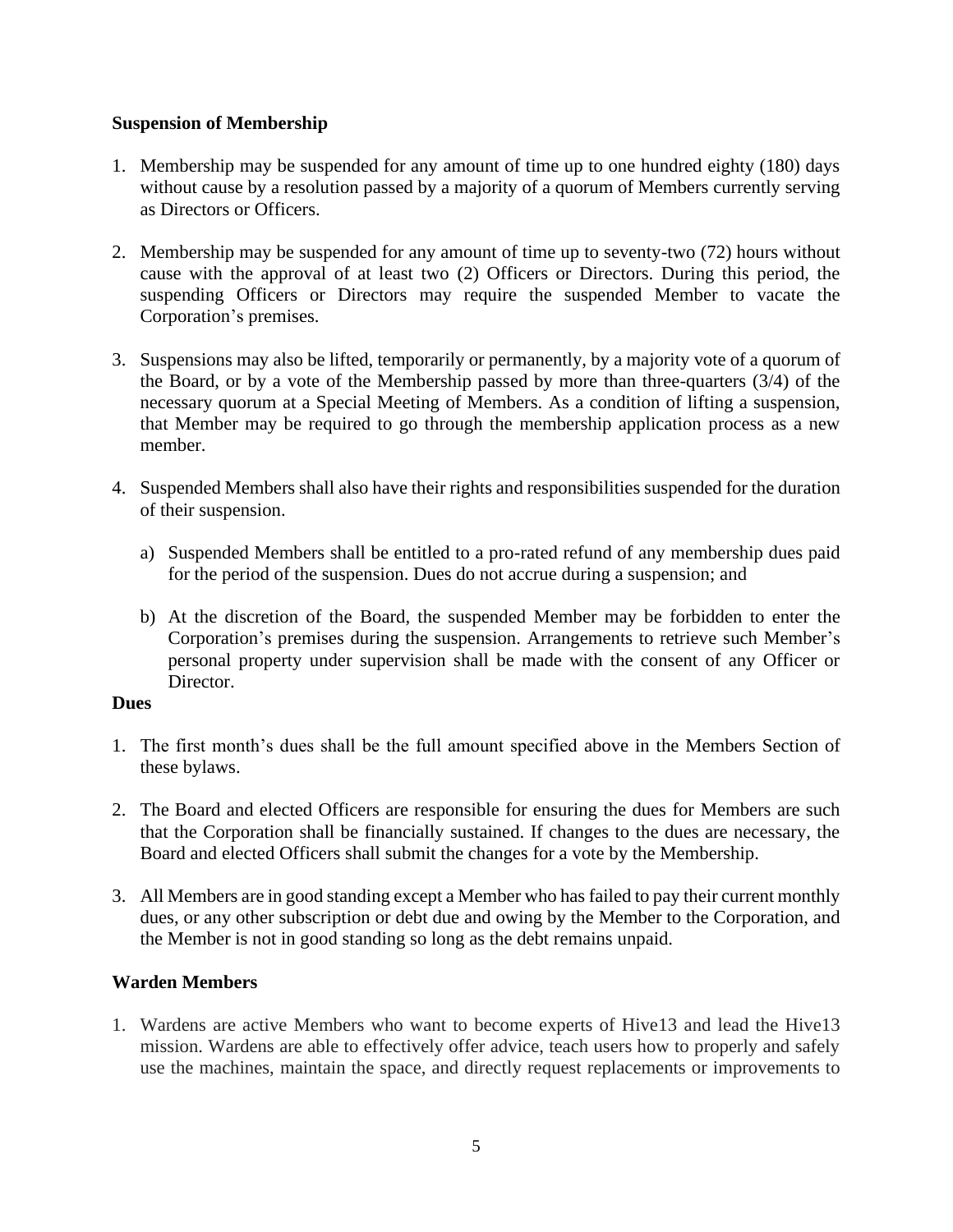**Suspension of Membership**

1. Membership may be suspended for any amount of time up to one hundred eighty (180) days without cause by a resolution passed by a majority of a quorum of Members currently serving as Directors or Officers.

2. Membership may be suspended for any amount of time up to seventy-two (72) hours without cause with the approval of at least two (2) Officers or Directors. During this period, the suspending Officers or Directors may require the suspended Member to vacate the Corporation's premises.

3. Suspensions may also be lifted, temporarily or permanently, by a majority vote of a quorum of the Board, or by a vote of the Membership passed by more than three-quarters (3/4) of the necessary quorum at a Special Meeting of Members. As a condition of lifting a suspension, that Member may be required to go through the membership application process as a new member.

4. Suspended Members shall also have their rights and responsibilities suspended for the duration of their suspension.

   a) Suspended Members shall be entitled to a pro-rated refund of any membership dues paid for the period of the suspension. Dues do not accrue during a suspension; and

   b) At the discretion of the Board, the suspended Member may be forbidden to enter the Corporation's premises during the suspension. Arrangements to retrieve such Member's personal property under supervision shall be made with the consent of any Officer or Director.

**Dues**

1. The first month's dues shall be the full amount specified above in the Members Section of these bylaws.

2. The Board and elected Officers are responsible for ensuring the dues for Members are such that the Corporation shall be financially sustained. If changes to the dues are necessary, the Board and elected Officers shall submit the changes for a vote by the Membership.

3. All Members are in good standing except a Member who has failed to pay their current monthly dues, or any other subscription or debt due and owing by the Member to the Corporation, and the Member is not in good standing so long as the debt remains unpaid.

**Warden Members**

1. Wardens are active Members who want to become experts of Hive13 and lead the Hive13 mission. Wardens are able to effectively offer advice, teach users how to properly and safely use the machines, maintain the space, and directly request replacements or improvements to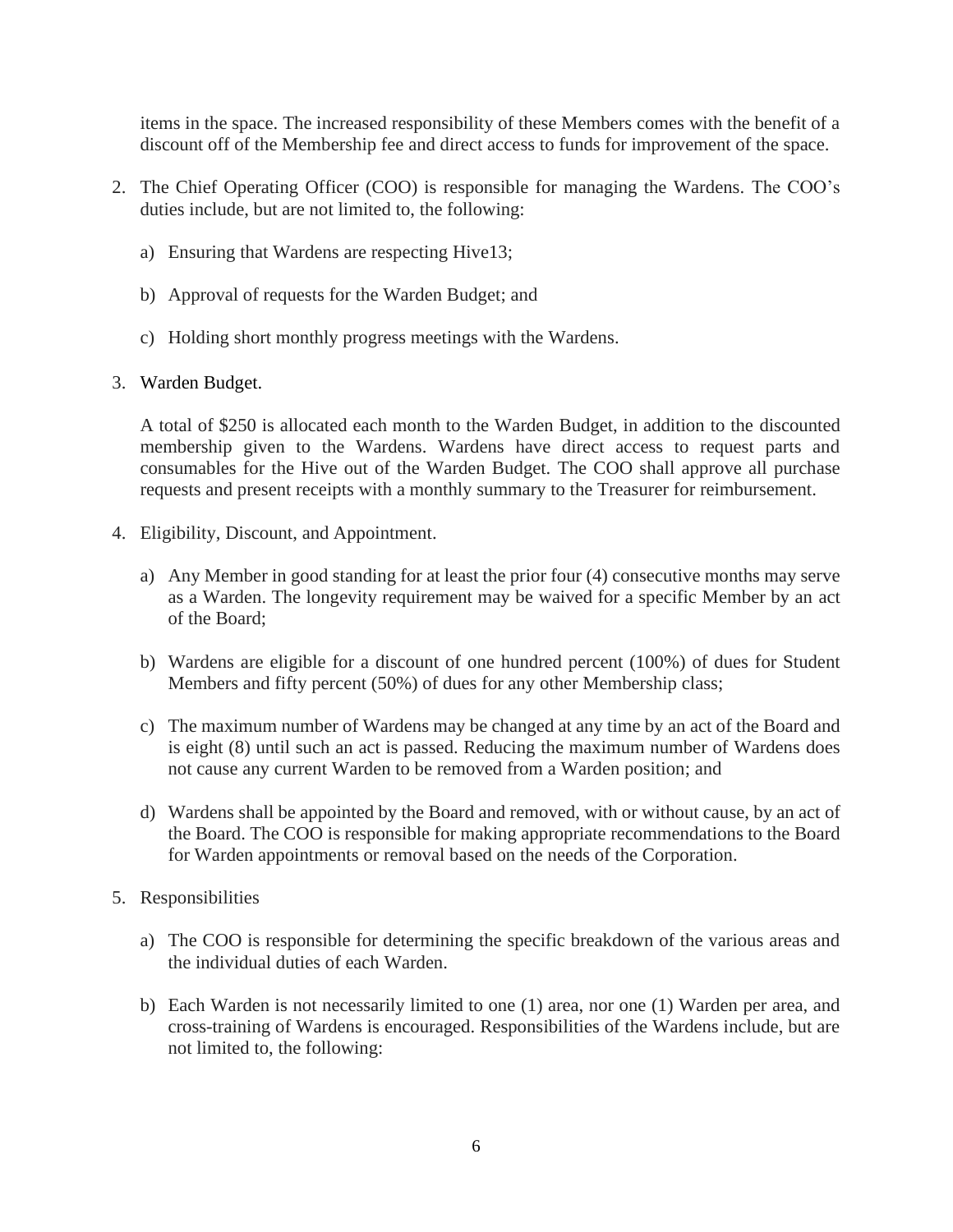items in the space. The increased responsibility of these Members comes with the benefit of a discount off of the Membership fee and direct access to funds for improvement of the space.

2. The Chief Operating Officer (COO) is responsible for managing the Wardens. The COO's duties include, but are not limited to, the following:

   a) Ensuring that Wardens are respecting Hive13;

   b) Approval of requests for the Warden Budget; and

   c) Holding short monthly progress meetings with the Wardens.

3. Warden Budget.

   A total of $250 is allocated each month to the Warden Budget, in addition to the discounted membership given to the Wardens. Wardens have direct access to request parts and consumables for the Hive out of the Warden Budget. The COO shall approve all purchase requests and present receipts with a monthly summary to the Treasurer for reimbursement.

4. Eligibility, Discount, and Appointment.

   a) Any Member in good standing for at least the prior four (4) consecutive months may serve as a Warden. The longevity requirement may be waived for a specific Member by an act of the Board;

   b) Wardens are eligible for a discount of one hundred percent (100%) of dues for Student Members and fifty percent (50%) of dues for any other Membership class;

   c) The maximum number of Wardens may be changed at any time by an act of the Board and is eight (8) until such an act is passed. Reducing the maximum number of Wardens does not cause any current Warden to be removed from a Warden position; and

   d) Wardens shall be appointed by the Board and removed, with or without cause, by an act of the Board. The COO is responsible for making appropriate recommendations to the Board for Warden appointments or removal based on the needs of the Corporation.

5. Responsibilities

   a) The COO is responsible for determining the specific breakdown of the various areas and the individual duties of each Warden.

   b) Each Warden is not necessarily limited to one (1) area, nor one (1) Warden per area, and cross-training of Wardens is encouraged. Responsibilities of the Wardens include, but are not limited to, the following: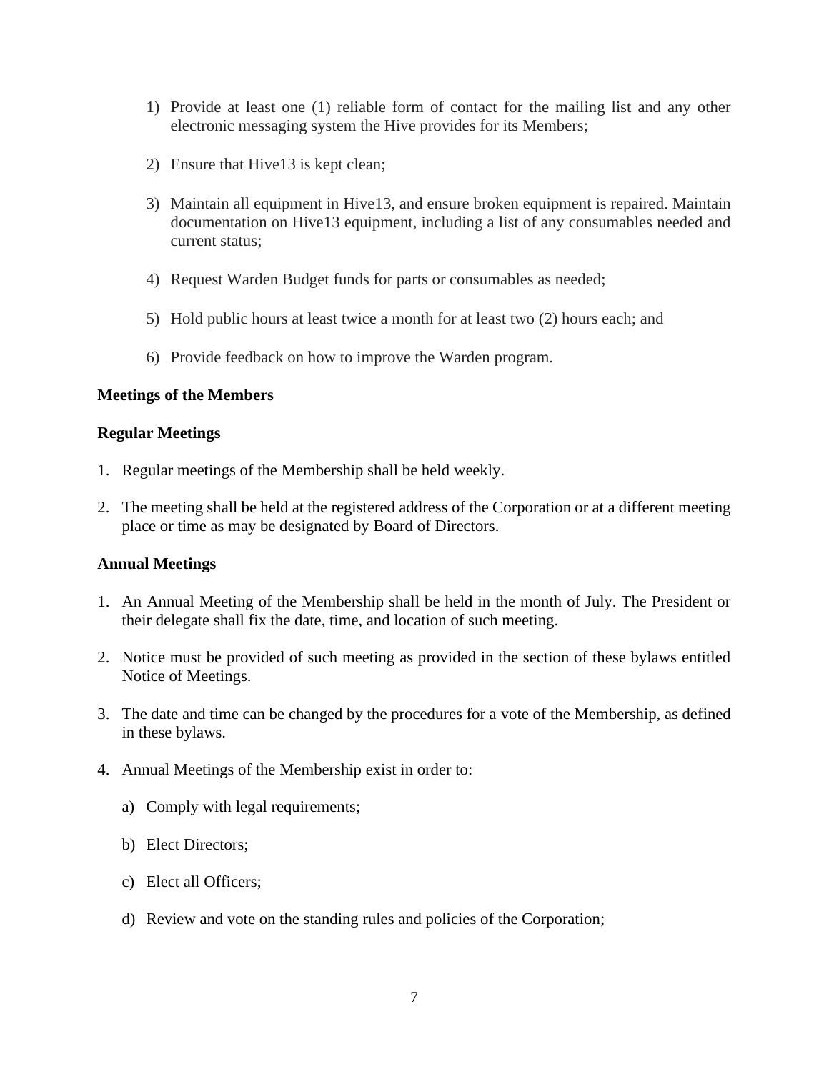1) Provide at least one (1) reliable form of contact for the mailing list and any other electronic messaging system the Hive provides for its Members;

2) Ensure that Hive13 is kept clean;

3) Maintain all equipment in Hive13, and ensure broken equipment is repaired. Maintain documentation on Hive13 equipment, including a list of any consumables needed and current status;

4) Request Warden Budget funds for parts or consumables as needed;

5) Hold public hours at least twice a month for at least two (2) hours each; and

6) Provide feedback on how to improve the Warden program.

**Meetings of the Members**

**Regular Meetings**

1. Regular meetings of the Membership shall be held weekly.

2. The meeting shall be held at the registered address of the Corporation or at a different meeting place or time as may be designated by Board of Directors.

**Annual Meetings**

1. An Annual Meeting of the Membership shall be held in the month of July. The President or their delegate shall fix the date, time, and location of such meeting.

2. Notice must be provided of such meeting as provided in the section of these bylaws entitled Notice of Meetings.

3. The date and time can be changed by the procedures for a vote of the Membership, as defined in these bylaws.

4. Annual Meetings of the Membership exist in order to:

   a) Comply with legal requirements;

   b) Elect Directors;

   c) Elect all Officers;

   d) Review and vote on the standing rules and policies of the Corporation;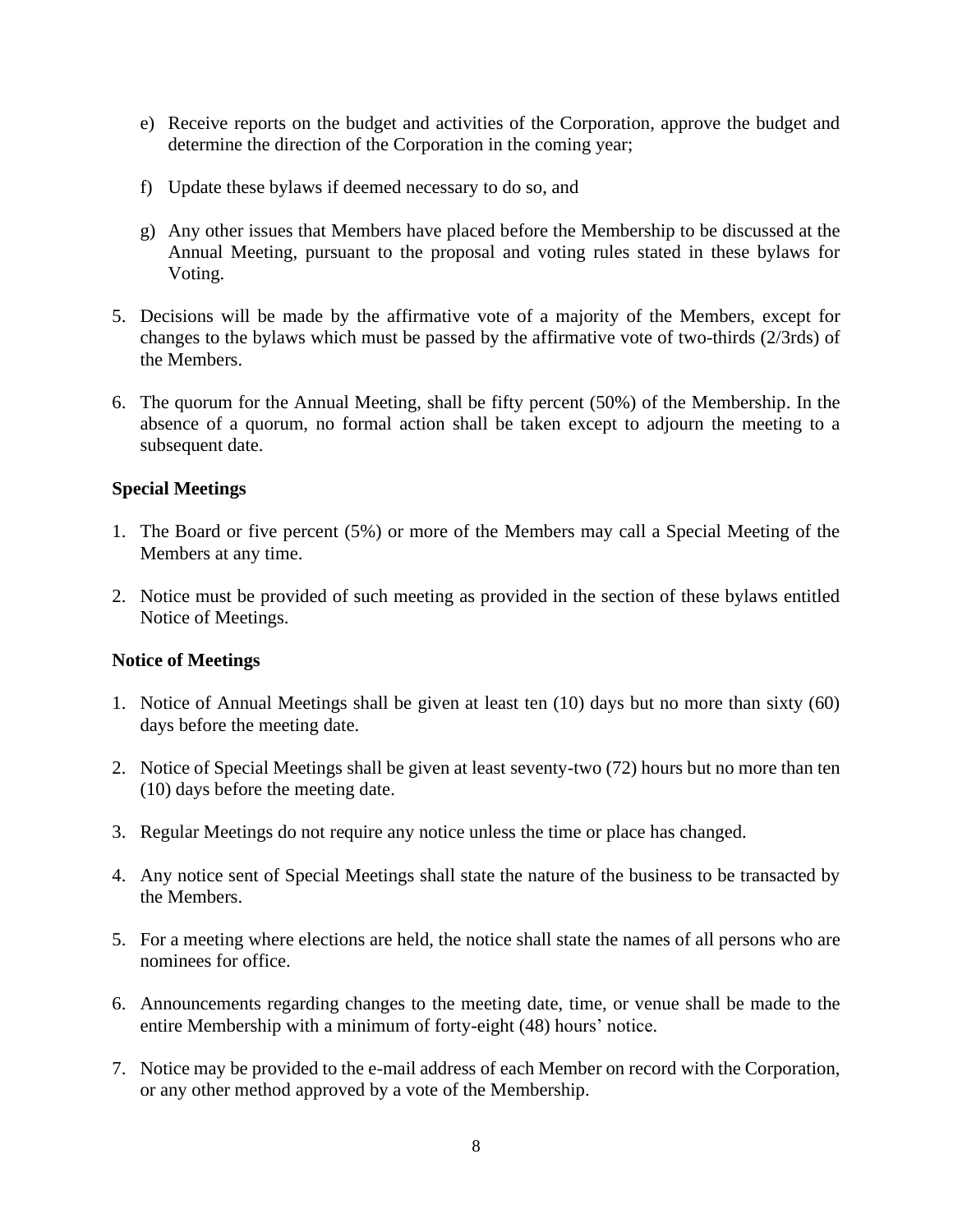e) Receive reports on the budget and activities of the Corporation, approve the budget and determine the direction of the Corporation in the coming year;

f) Update these bylaws if deemed necessary to do so, and

g) Any other issues that Members have placed before the Membership to be discussed at the Annual Meeting, pursuant to the proposal and voting rules stated in these bylaws for Voting.

5. Decisions will be made by the affirmative vote of a majority of the Members, except for changes to the bylaws which must be passed by the affirmative vote of two-thirds (2/3rds) of the Members.

6. The quorum for the Annual Meeting, shall be fifty percent (50%) of the Membership. In the absence of a quorum, no formal action shall be taken except to adjourn the meeting to a subsequent date.

**Special Meetings**

1. The Board or five percent (5%) or more of the Members may call a Special Meeting of the Members at any time.

2. Notice must be provided of such meeting as provided in the section of these bylaws entitled Notice of Meetings.

**Notice of Meetings**

1. Notice of Annual Meetings shall be given at least ten (10) days but no more than sixty (60) days before the meeting date.

2. Notice of Special Meetings shall be given at least seventy-two (72) hours but no more than ten (10) days before the meeting date.

3. Regular Meetings do not require any notice unless the time or place has changed.

4. Any notice sent of Special Meetings shall state the nature of the business to be transacted by the Members.

5. For a meeting where elections are held, the notice shall state the names of all persons who are nominees for office.

6. Announcements regarding changes to the meeting date, time, or venue shall be made to the entire Membership with a minimum of forty-eight (48) hours' notice.

7. Notice may be provided to the e-mail address of each Member on record with the Corporation, or any other method approved by a vote of the Membership.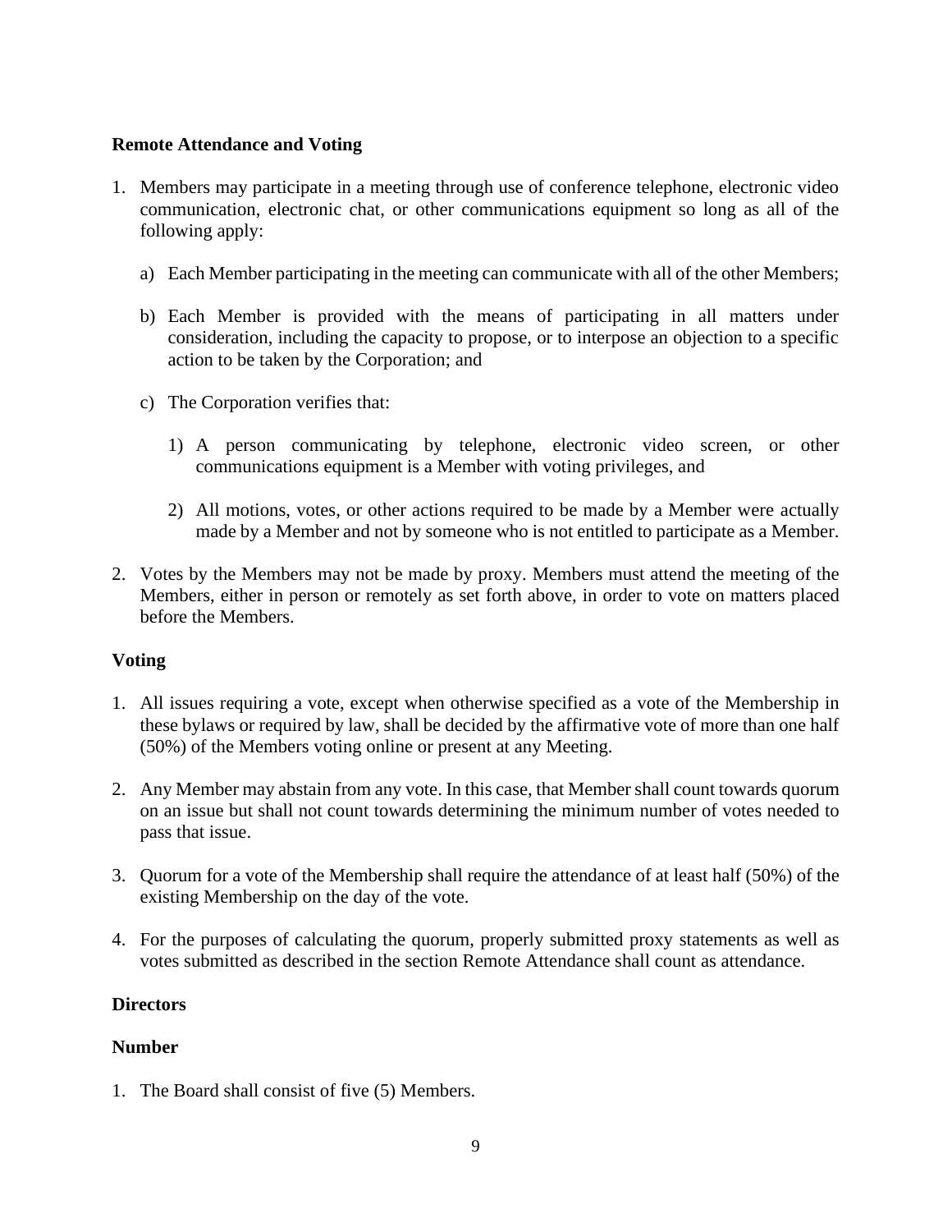**Remote Attendance and Voting**

1. Members may participate in a meeting through use of conference telephone, electronic video communication, electronic chat, or other communications equipment so long as all of the following apply:

   a) Each Member participating in the meeting can communicate with all of the other Members;

   b) Each Member is provided with the means of participating in all matters under consideration, including the capacity to propose, or to interpose an objection to a specific action to be taken by the Corporation; and

   c) The Corporation verifies that:

      1) A person communicating by telephone, electronic video screen, or other communications equipment is a Member with voting privileges, and

      2) All motions, votes, or other actions required to be made by a Member were actually made by a Member and not by someone who is not entitled to participate as a Member.

2. Votes by the Members may not be made by proxy. Members must attend the meeting of the Members, either in person or remotely as set forth above, in order to vote on matters placed before the Members.

**Voting**

1. All issues requiring a vote, except when otherwise specified as a vote of the Membership in these bylaws or required by law, shall be decided by the affirmative vote of more than one half (50%) of the Members voting online or present at any Meeting.

2. Any Member may abstain from any vote. In this case, that Member shall count towards quorum on an issue but shall not count towards determining the minimum number of votes needed to pass that issue.

3. Quorum for a vote of the Membership shall require the attendance of at least half (50%) of the existing Membership on the day of the vote.

4. For the purposes of calculating the quorum, properly submitted proxy statements as well as votes submitted as described in the section Remote Attendance shall count as attendance.

**Directors**

**Number**

1. The Board shall consist of five (5) Members.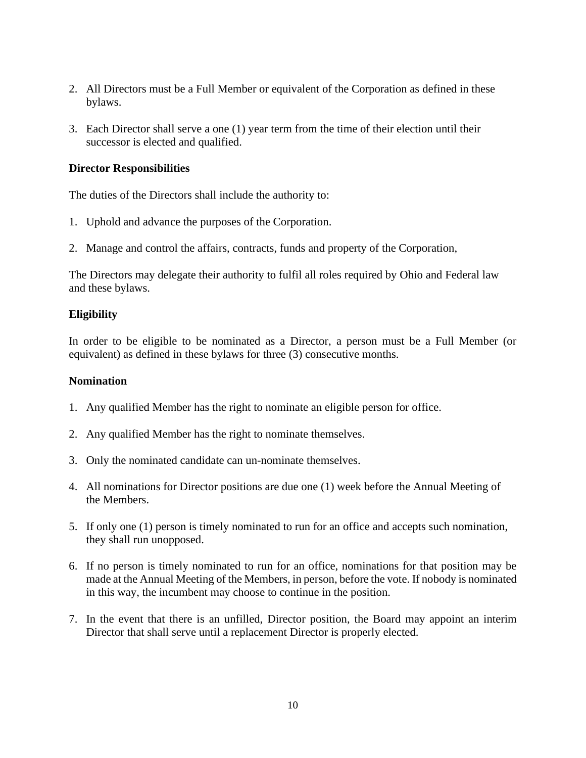2. All Directors must be a Full Member or equivalent of the Corporation as defined in these bylaws.

3. Each Director shall serve a one (1) year term from the time of their election until their successor is elected and qualified.

**Director Responsibilities**

The duties of the Directors shall include the authority to:

1. Uphold and advance the purposes of the Corporation.

2. Manage and control the affairs, contracts, funds and property of the Corporation,

The Directors may delegate their authority to fulfil all roles required by Ohio and Federal law and these bylaws.

**Eligibility**

In order to be eligible to be nominated as a Director, a person must be a Full Member (or equivalent) as defined in these bylaws for three (3) consecutive months.

**Nomination**

1. Any qualified Member has the right to nominate an eligible person for office.

2. Any qualified Member has the right to nominate themselves.

3. Only the nominated candidate can un-nominate themselves.

4. All nominations for Director positions are due one (1) week before the Annual Meeting of the Members.

5. If only one (1) person is timely nominated to run for an office and accepts such nomination, they shall run unopposed.

6. If no person is timely nominated to run for an office, nominations for that position may be made at the Annual Meeting of the Members, in person, before the vote. If nobody is nominated in this way, the incumbent may choose to continue in the position.

7. In the event that there is an unfilled, Director position, the Board may appoint an interim Director that shall serve until a replacement Director is properly elected.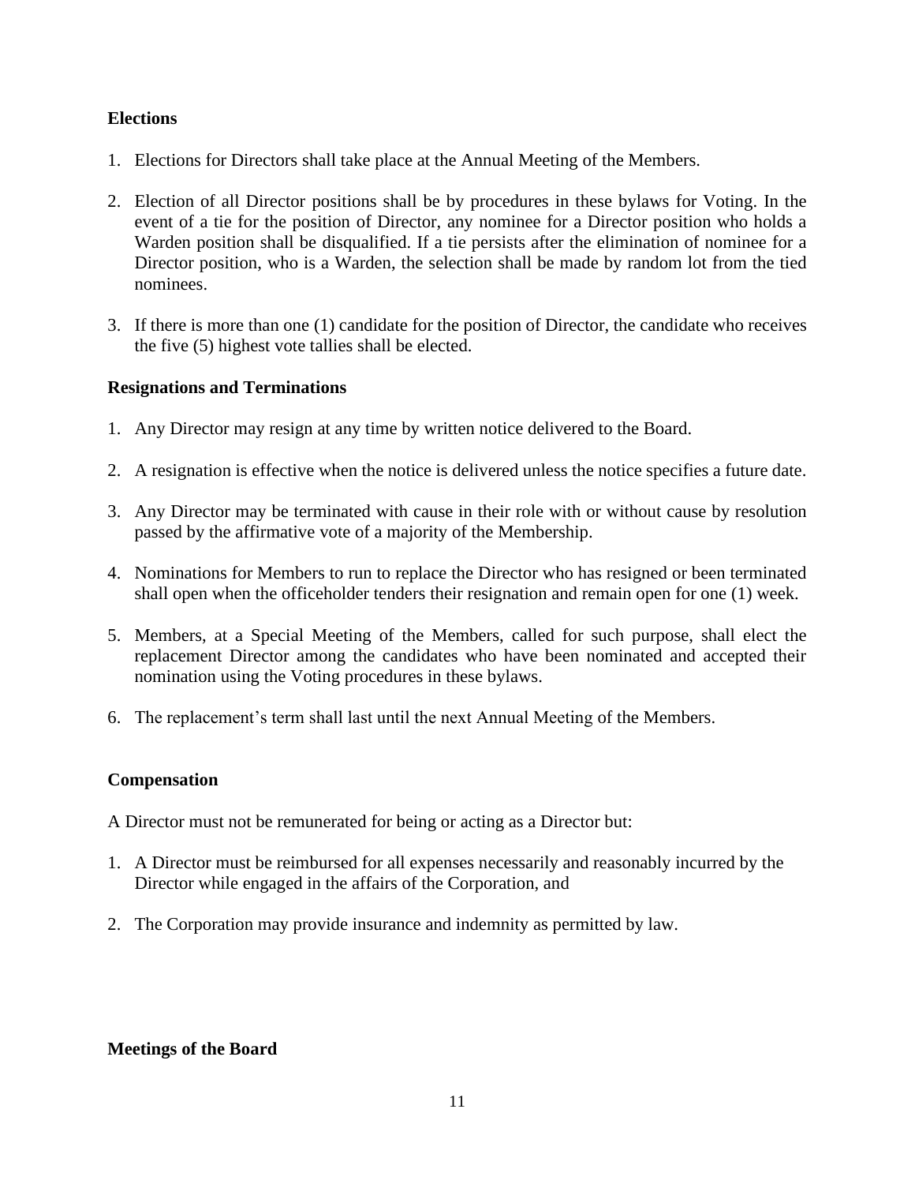**Elections**

1. Elections for Directors shall take place at the Annual Meeting of the Members.

2. Election of all Director positions shall be by procedures in these bylaws for Voting. In the event of a tie for the position of Director, any nominee for a Director position who holds a Warden position shall be disqualified. If a tie persists after the elimination of nominee for a Director position, who is a Warden, the selection shall be made by random lot from the tied nominees.

3. If there is more than one (1) candidate for the position of Director, the candidate who receives the five (5) highest vote tallies shall be elected.

**Resignations and Terminations**

1. Any Director may resign at any time by written notice delivered to the Board.

2. A resignation is effective when the notice is delivered unless the notice specifies a future date.

3. Any Director may be terminated with cause in their role with or without cause by resolution passed by the affirmative vote of a majority of the Membership.

4. Nominations for Members to run to replace the Director who has resigned or been terminated shall open when the officeholder tenders their resignation and remain open for one (1) week.

5. Members, at a Special Meeting of the Members, called for such purpose, shall elect the replacement Director among the candidates who have been nominated and accepted their nomination using the Voting procedures in these bylaws.

6. The replacement's term shall last until the next Annual Meeting of the Members.

**Compensation**

A Director must not be remunerated for being or acting as a Director but:

1. A Director must be reimbursed for all expenses necessarily and reasonably incurred by the Director while engaged in the affairs of the Corporation, and

2. The Corporation may provide insurance and indemnity as permitted by law.

**Meetings of the Board**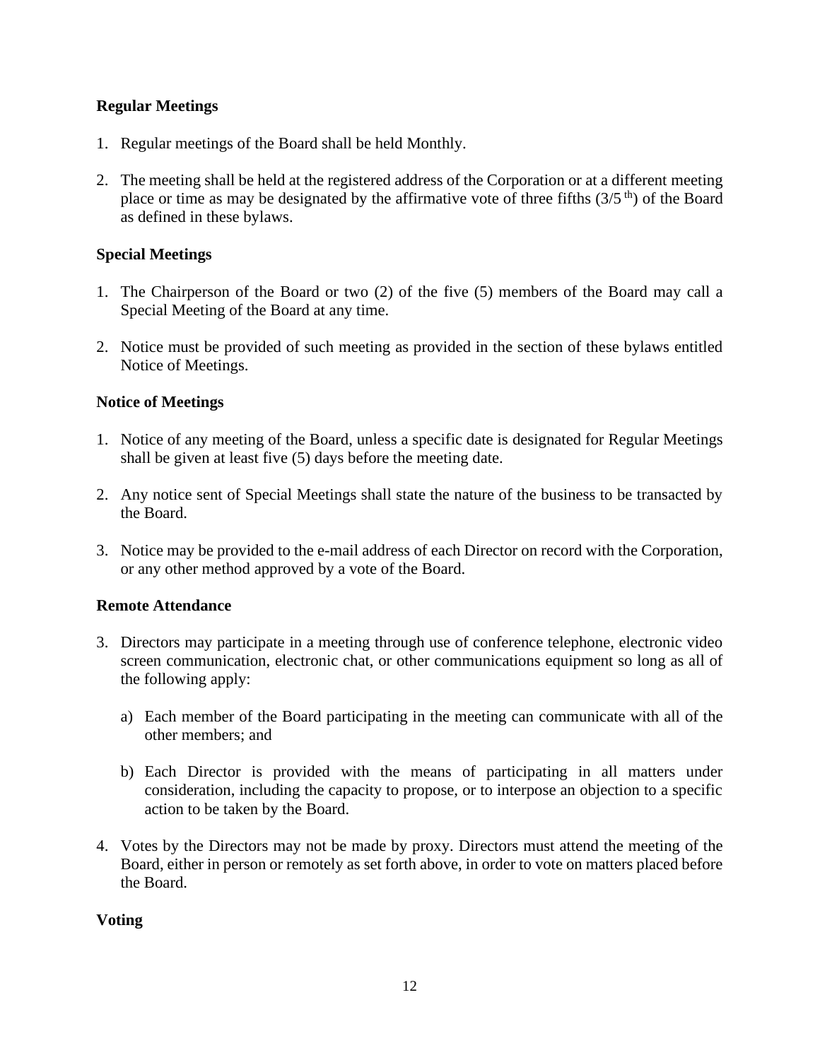**Regular Meetings**

1. Regular meetings of the Board shall be held Monthly.

2. The meeting shall be held at the registered address of the Corporation or at a different meeting place or time as may be designated by the affirmative vote of three fifths ($3/5^{th}$) of the Board as defined in these bylaws.

**Special Meetings**

1. The Chairperson of the Board or two (2) of the five (5) members of the Board may call a Special Meeting of the Board at any time.

2. Notice must be provided of such meeting as provided in the section of these bylaws entitled Notice of Meetings.

**Notice of Meetings**

1. Notice of any meeting of the Board, unless a specific date is designated for Regular Meetings shall be given at least five (5) days before the meeting date.

2. Any notice sent of Special Meetings shall state the nature of the business to be transacted by the Board.

3. Notice may be provided to the e-mail address of each Director on record with the Corporation, or any other method approved by a vote of the Board.

**Remote Attendance**

3. Directors may participate in a meeting through use of conference telephone, electronic video screen communication, electronic chat, or other communications equipment so long as all of the following apply:

   a) Each member of the Board participating in the meeting can communicate with all of the other members; and

   b) Each Director is provided with the means of participating in all matters under consideration, including the capacity to propose, or to interpose an objection to a specific action to be taken by the Board.

4. Votes by the Directors may not be made by proxy. Directors must attend the meeting of the Board, either in person or remotely as set forth above, in order to vote on matters placed before the Board.

**Voting**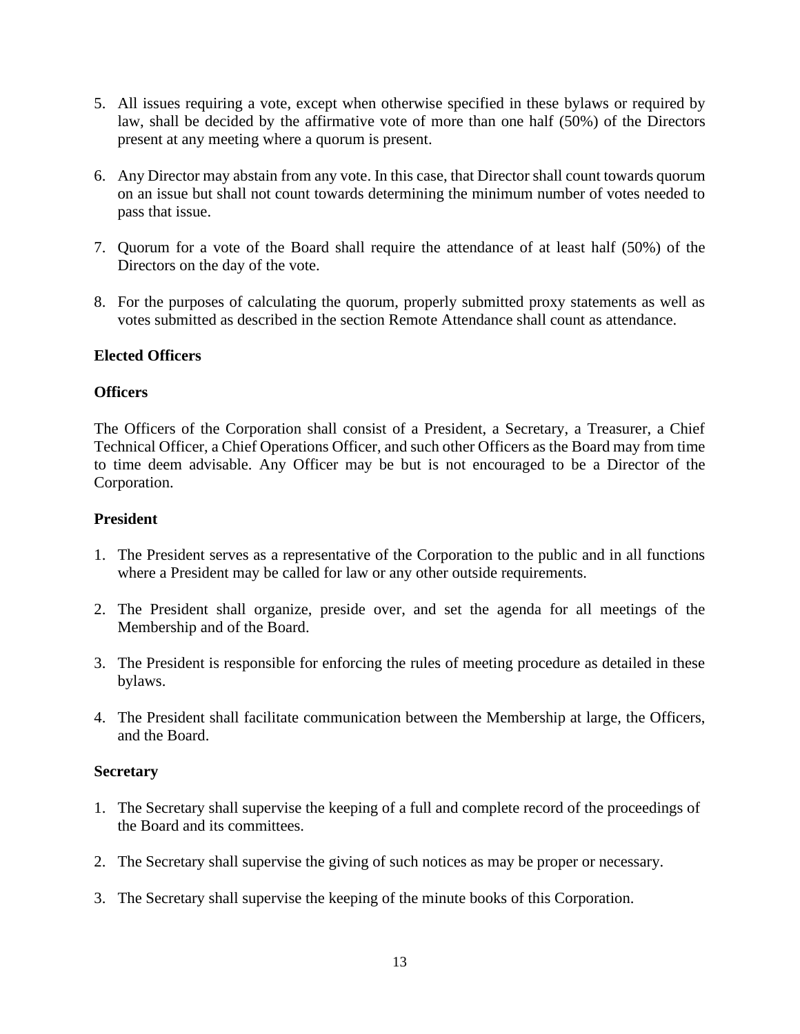5. All issues requiring a vote, except when otherwise specified in these bylaws or required by law, shall be decided by the affirmative vote of more than one half (50%) of the Directors present at any meeting where a quorum is present.

6. Any Director may abstain from any vote. In this case, that Director shall count towards quorum on an issue but shall not count towards determining the minimum number of votes needed to pass that issue.

7. Quorum for a vote of the Board shall require the attendance of at least half (50%) of the Directors on the day of the vote.

8. For the purposes of calculating the quorum, properly submitted proxy statements as well as votes submitted as described in the section Remote Attendance shall count as attendance.

**Elected Officers**

**Officers**

The Officers of the Corporation shall consist of a President, a Secretary, a Treasurer, a Chief Technical Officer, a Chief Operations Officer, and such other Officers as the Board may from time to time deem advisable. Any Officer may be but is not encouraged to be a Director of the Corporation.

**President**

1. The President serves as a representative of the Corporation to the public and in all functions where a President may be called for law or any other outside requirements.

2. The President shall organize, preside over, and set the agenda for all meetings of the Membership and of the Board.

3. The President is responsible for enforcing the rules of meeting procedure as detailed in these bylaws.

4. The President shall facilitate communication between the Membership at large, the Officers, and the Board.

**Secretary**

1. The Secretary shall supervise the keeping of a full and complete record of the proceedings of the Board and its committees.

2. The Secretary shall supervise the giving of such notices as may be proper or necessary.

3. The Secretary shall supervise the keeping of the minute books of this Corporation.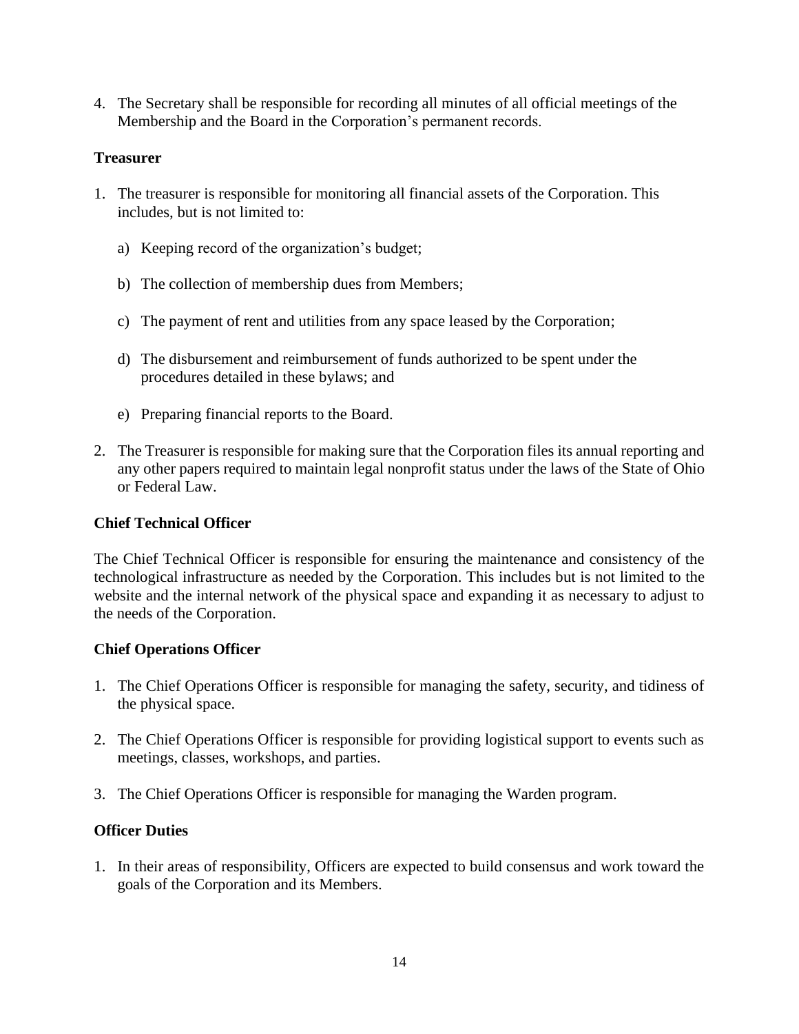4. The Secretary shall be responsible for recording all minutes of all official meetings of the Membership and the Board in the Corporation's permanent records.

**Treasurer**

1. The treasurer is responsible for monitoring all financial assets of the Corporation. This includes, but is not limited to:

   a) Keeping record of the organization's budget;

   b) The collection of membership dues from Members;

   c) The payment of rent and utilities from any space leased by the Corporation;

   d) The disbursement and reimbursement of funds authorized to be spent under the procedures detailed in these bylaws; and

   e) Preparing financial reports to the Board.

2. The Treasurer is responsible for making sure that the Corporation files its annual reporting and any other papers required to maintain legal nonprofit status under the laws of the State of Ohio or Federal Law.

**Chief Technical Officer**

The Chief Technical Officer is responsible for ensuring the maintenance and consistency of the technological infrastructure as needed by the Corporation. This includes but is not limited to the website and the internal network of the physical space and expanding it as necessary to adjust to the needs of the Corporation.

**Chief Operations Officer**

1. The Chief Operations Officer is responsible for managing the safety, security, and tidiness of the physical space.

2. The Chief Operations Officer is responsible for providing logistical support to events such as meetings, classes, workshops, and parties.

3. The Chief Operations Officer is responsible for managing the Warden program.

**Officer Duties**

1. In their areas of responsibility, Officers are expected to build consensus and work toward the goals of the Corporation and its Members.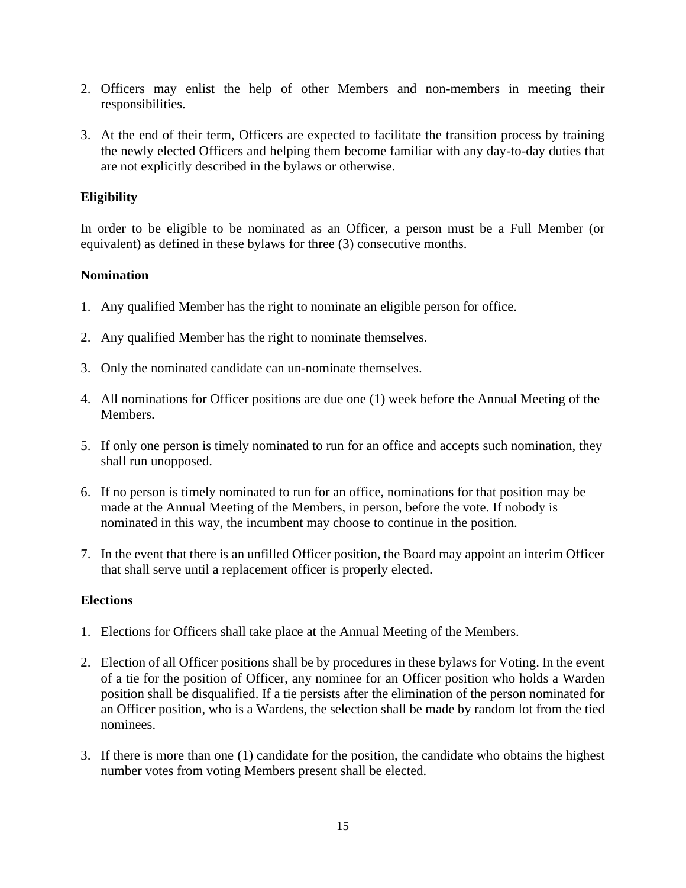2. Officers may enlist the help of other Members and non-members in meeting their responsibilities.

3. At the end of their term, Officers are expected to facilitate the transition process by training the newly elected Officers and helping them become familiar with any day-to-day duties that are not explicitly described in the bylaws or otherwise.

**Eligibility**

In order to be eligible to be nominated as an Officer, a person must be a Full Member (or equivalent) as defined in these bylaws for three (3) consecutive months.

**Nomination**

1. Any qualified Member has the right to nominate an eligible person for office.

2. Any qualified Member has the right to nominate themselves.

3. Only the nominated candidate can un-nominate themselves.

4. All nominations for Officer positions are due one (1) week before the Annual Meeting of the Members.

5. If only one person is timely nominated to run for an office and accepts such nomination, they shall run unopposed.

6. If no person is timely nominated to run for an office, nominations for that position may be made at the Annual Meeting of the Members, in person, before the vote. If nobody is nominated in this way, the incumbent may choose to continue in the position.

7. In the event that there is an unfilled Officer position, the Board may appoint an interim Officer that shall serve until a replacement officer is properly elected.

**Elections**

1. Elections for Officers shall take place at the Annual Meeting of the Members.

2. Election of all Officer positions shall be by procedures in these bylaws for Voting. In the event of a tie for the position of Officer, any nominee for an Officer position who holds a Warden position shall be disqualified. If a tie persists after the elimination of the person nominated for an Officer position, who is a Wardens, the selection shall be made by random lot from the tied nominees.

3. If there is more than one (1) candidate for the position, the candidate who obtains the highest number votes from voting Members present shall be elected.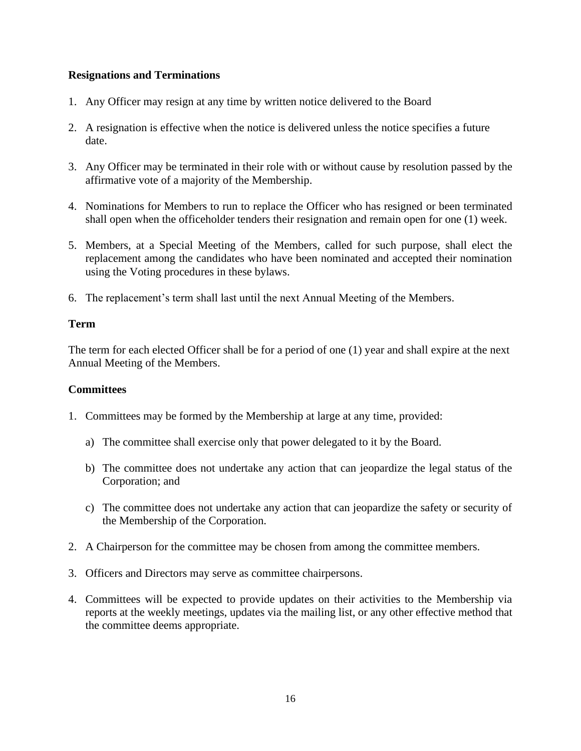### Resignations and Terminations

1. Any Officer may resign at any time by written notice delivered to the Board
2. A resignation is effective when the notice is delivered unless the notice specifies a future date.
3. Any Officer may be terminated in their role with or without cause by resolution passed by the affirmative vote of a majority of the Membership.
4. Nominations for Members to run to replace the Officer who has resigned or been terminated shall open when the officeholder tenders their resignation and remain open for one (1) week.
5. Members, at a Special Meeting of the Members, called for such purpose, shall elect the replacement among the candidates who have been nominated and accepted their nomination using the Voting procedures in these bylaws.
6. The replacement's term shall last until the next Annual Meeting of the Members.

### Term

The term for each elected Officer shall be for a period of one (1) year and shall expire at the next Annual Meeting of the Members.

### Committees

1. Committees may be formed by the Membership at large at any time, provided:
   a) The committee shall exercise only that power delegated to it by the Board.
   b) The committee does not undertake any action that can jeopardize the legal status of the Corporation; and
   c) The committee does not undertake any action that can jeopardize the safety or security of the Membership of the Corporation.
2. A Chairperson for the committee may be chosen from among the committee members.
3. Officers and Directors may serve as committee chairpersons.
4. Committees will be expected to provide updates on their activities to the Membership via reports at the weekly meetings, updates via the mailing list, or any other effective method that the committee deems appropriate.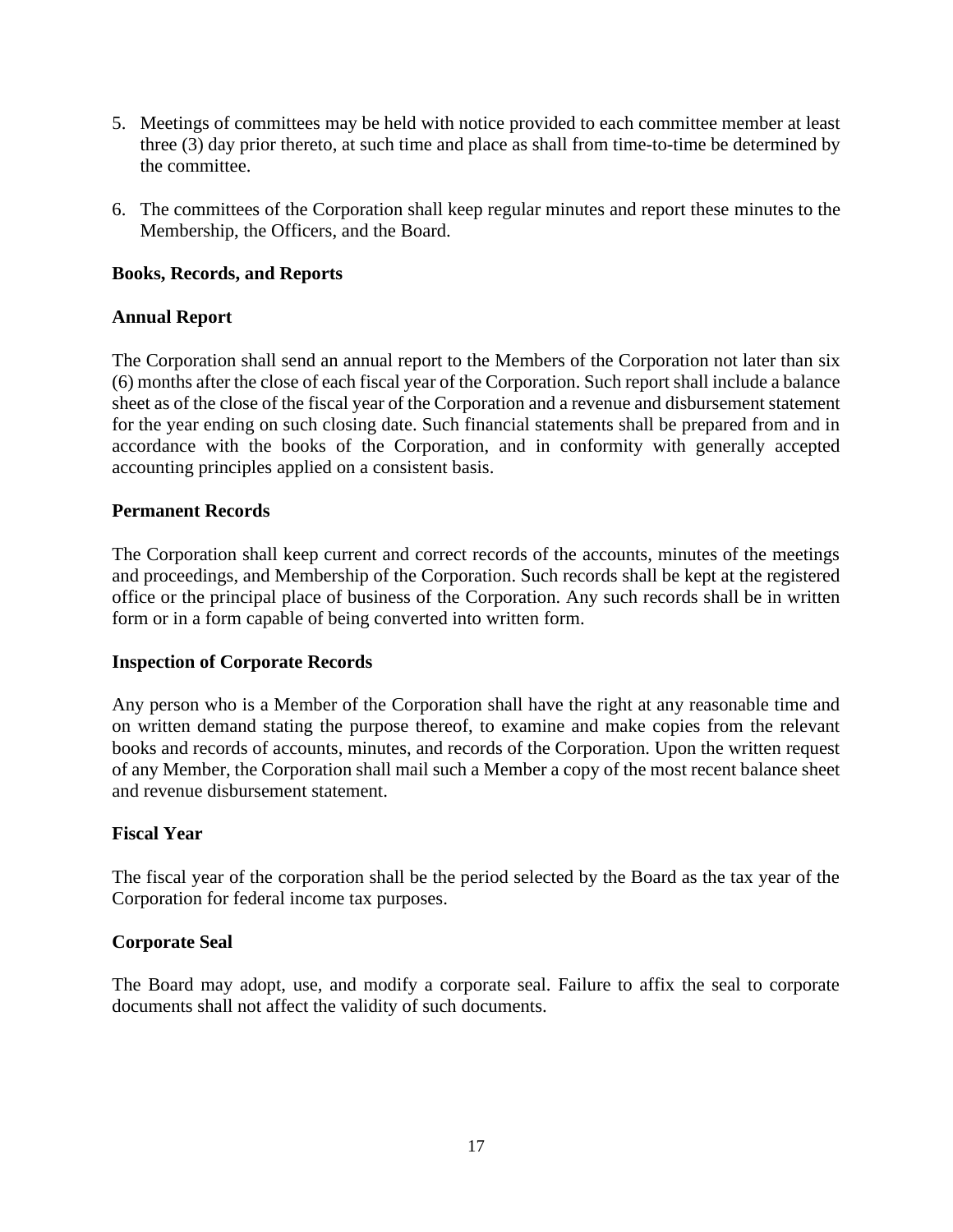5. Meetings of committees may be held with notice provided to each committee member at least three (3) day prior thereto, at such time and place as shall from time-to-time be determined by the committee.

6. The committees of the Corporation shall keep regular minutes and report these minutes to the Membership, the Officers, and the Board.

**Books, Records, and Reports**

**Annual Report**

The Corporation shall send an annual report to the Members of the Corporation not later than six (6) months after the close of each fiscal year of the Corporation. Such report shall include a balance sheet as of the close of the fiscal year of the Corporation and a revenue and disbursement statement for the year ending on such closing date. Such financial statements shall be prepared from and in accordance with the books of the Corporation, and in conformity with generally accepted accounting principles applied on a consistent basis.

**Permanent Records**

The Corporation shall keep current and correct records of the accounts, minutes of the meetings and proceedings, and Membership of the Corporation. Such records shall be kept at the registered office or the principal place of business of the Corporation. Any such records shall be in written form or in a form capable of being converted into written form.

**Inspection of Corporate Records**

Any person who is a Member of the Corporation shall have the right at any reasonable time and on written demand stating the purpose thereof, to examine and make copies from the relevant books and records of accounts, minutes, and records of the Corporation. Upon the written request of any Member, the Corporation shall mail such a Member a copy of the most recent balance sheet and revenue disbursement statement.

**Fiscal Year**

The fiscal year of the corporation shall be the period selected by the Board as the tax year of the Corporation for federal income tax purposes.

**Corporate Seal**

The Board may adopt, use, and modify a corporate seal. Failure to affix the seal to corporate documents shall not affect the validity of such documents.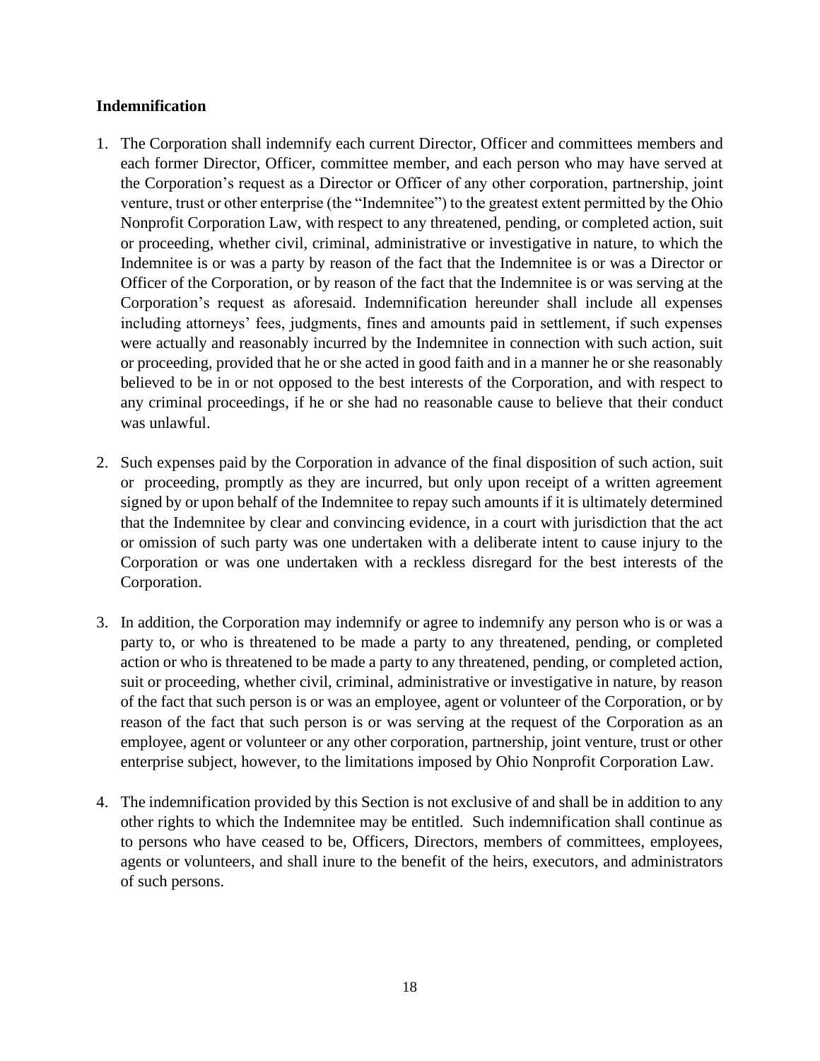**Indemnification**

1. The Corporation shall indemnify each current Director, Officer and committees members and each former Director, Officer, committee member, and each person who may have served at the Corporation's request as a Director or Officer of any other corporation, partnership, joint venture, trust or other enterprise (the "Indemnitee") to the greatest extent permitted by the Ohio Nonprofit Corporation Law, with respect to any threatened, pending, or completed action, suit or proceeding, whether civil, criminal, administrative or investigative in nature, to which the Indemnitee is or was a party by reason of the fact that the Indemnitee is or was a Director or Officer of the Corporation, or by reason of the fact that the Indemnitee is or was serving at the Corporation's request as aforesaid. Indemnification hereunder shall include all expenses including attorneys' fees, judgments, fines and amounts paid in settlement, if such expenses were actually and reasonably incurred by the Indemnitee in connection with such action, suit or proceeding, provided that he or she acted in good faith and in a manner he or she reasonably believed to be in or not opposed to the best interests of the Corporation, and with respect to any criminal proceedings, if he or she had no reasonable cause to believe that their conduct was unlawful.

2. Such expenses paid by the Corporation in advance of the final disposition of such action, suit or proceeding, promptly as they are incurred, but only upon receipt of a written agreement signed by or upon behalf of the Indemnitee to repay such amounts if it is ultimately determined that the Indemnitee by clear and convincing evidence, in a court with jurisdiction that the act or omission of such party was one undertaken with a deliberate intent to cause injury to the Corporation or was one undertaken with a reckless disregard for the best interests of the Corporation.

3. In addition, the Corporation may indemnify or agree to indemnify any person who is or was a party to, or who is threatened to be made a party to any threatened, pending, or completed action or who is threatened to be made a party to any threatened, pending, or completed action, suit or proceeding, whether civil, criminal, administrative or investigative in nature, by reason of the fact that such person is or was an employee, agent or volunteer of the Corporation, or by reason of the fact that such person is or was serving at the request of the Corporation as an employee, agent or volunteer or any other corporation, partnership, joint venture, trust or other enterprise subject, however, to the limitations imposed by Ohio Nonprofit Corporation Law.

4. The indemnification provided by this Section is not exclusive of and shall be in addition to any other rights to which the Indemnitee may be entitled. Such indemnification shall continue as to persons who have ceased to be, Officers, Directors, members of committees, employees, agents or volunteers, and shall inure to the benefit of the heirs, executors, and administrators of such persons.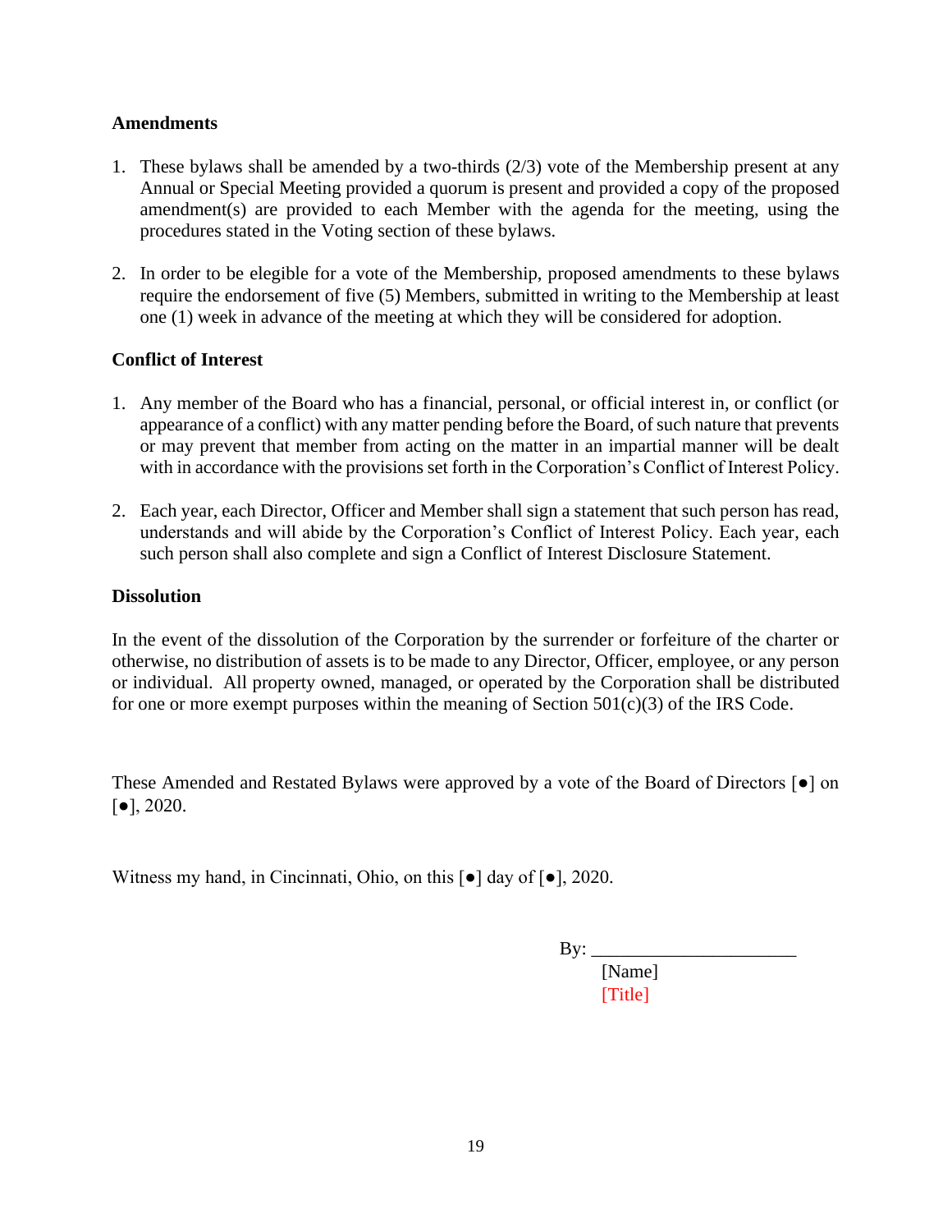**Amendments**

1. These bylaws shall be amended by a two-thirds (2/3) vote of the Membership present at any Annual or Special Meeting provided a quorum is present and provided a copy of the proposed amendment(s) are provided to each Member with the agenda for the meeting, using the procedures stated in the Voting section of these bylaws.

2. In order to be elegible for a vote of the Membership, proposed amendments to these bylaws require the endorsement of five (5) Members, submitted in writing to the Membership at least one (1) week in advance of the meeting at which they will be considered for adoption.

**Conflict of Interest**

1. Any member of the Board who has a financial, personal, or official interest in, or conflict (or appearance of a conflict) with any matter pending before the Board, of such nature that prevents or may prevent that member from acting on the matter in an impartial manner will be dealt with in accordance with the provisions set forth in the Corporation's Conflict of Interest Policy.

2. Each year, each Director, Officer and Member shall sign a statement that such person has read, understands and will abide by the Corporation's Conflict of Interest Policy. Each year, each such person shall also complete and sign a Conflict of Interest Disclosure Statement.

**Dissolution**

In the event of the dissolution of the Corporation by the surrender or forfeiture of the charter or otherwise, no distribution of assets is to be made to any Director, Officer, employee, or any person or individual. All property owned, managed, or operated by the Corporation shall be distributed for one or more exempt purposes within the meaning of Section 501(c)(3) of the IRS Code.

These Amended and Restated Bylaws were approved by a vote of the Board of Directors [●] on [●], 2020.

Witness my hand, in Cincinnati, Ohio, on this [●] day of [●], 2020.

By: _____________________

[Name]

[Title]